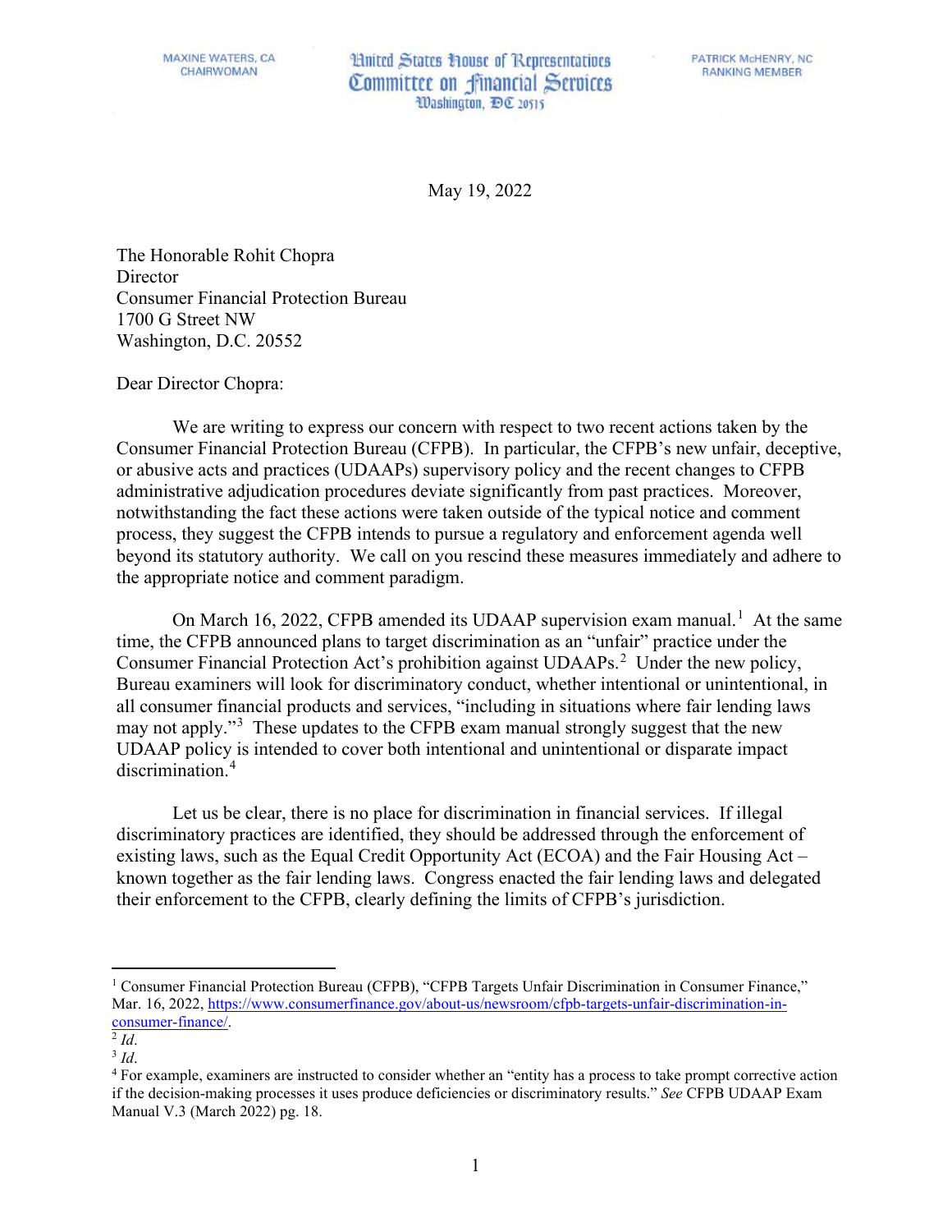MAXINE WATERS, CA
CHAIRWOMAN

United States House of Representatives
Committee on Financial Services
Washington, DC 20515

PATRICK McHENRY, NC
RANKING MEMBER

May 19, 2022

The Honorable Rohit Chopra
Director
Consumer Financial Protection Bureau
1700 G Street NW
Washington, D.C. 20552

Dear Director Chopra:

We are writing to express our concern with respect to two recent actions taken by the Consumer Financial Protection Bureau (CFPB). In particular, the CFPB's new unfair, deceptive, or abusive acts and practices (UDAAPs) supervisory policy and the recent changes to CFPB administrative adjudication procedures deviate significantly from past practices. Moreover, notwithstanding the fact these actions were taken outside of the typical notice and comment process, they suggest the CFPB intends to pursue a regulatory and enforcement agenda well beyond its statutory authority. We call on you rescind these measures immediately and adhere to the appropriate notice and comment paradigm.

On March 16, 2022, CFPB amended its UDAAP supervision exam manual.[1] At the same time, the CFPB announced plans to target discrimination as an "unfair" practice under the Consumer Financial Protection Act's prohibition against UDAAPs.[2] Under the new policy, Bureau examiners will look for discriminatory conduct, whether intentional or unintentional, in all consumer financial products and services, "including in situations where fair lending laws may not apply."[3] These updates to the CFPB exam manual strongly suggest that the new UDAAP policy is intended to cover both intentional and unintentional or disparate impact discrimination.[4]

Let us be clear, there is no place for discrimination in financial services. If illegal discriminatory practices are identified, they should be addressed through the enforcement of existing laws, such as the Equal Credit Opportunity Act (ECOA) and the Fair Housing Act – known together as the fair lending laws. Congress enacted the fair lending laws and delegated their enforcement to the CFPB, clearly defining the limits of CFPB's jurisdiction.

---

[1] Consumer Financial Protection Bureau (CFPB), "CFPB Targets Unfair Discrimination in Consumer Finance," Mar. 16, 2022, https://www.consumerfinance.gov/about-us/newsroom/cfpb-targets-unfair-discrimination-in-consumer-finance/.

[2] *Id*.

[3] *Id*.

[4] For example, examiners are instructed to consider whether an "entity has a process to take prompt corrective action if the decision-making processes it uses produce deficiencies or discriminatory results." *See* CFPB UDAAP Exam Manual V.3 (March 2022) pg. 18.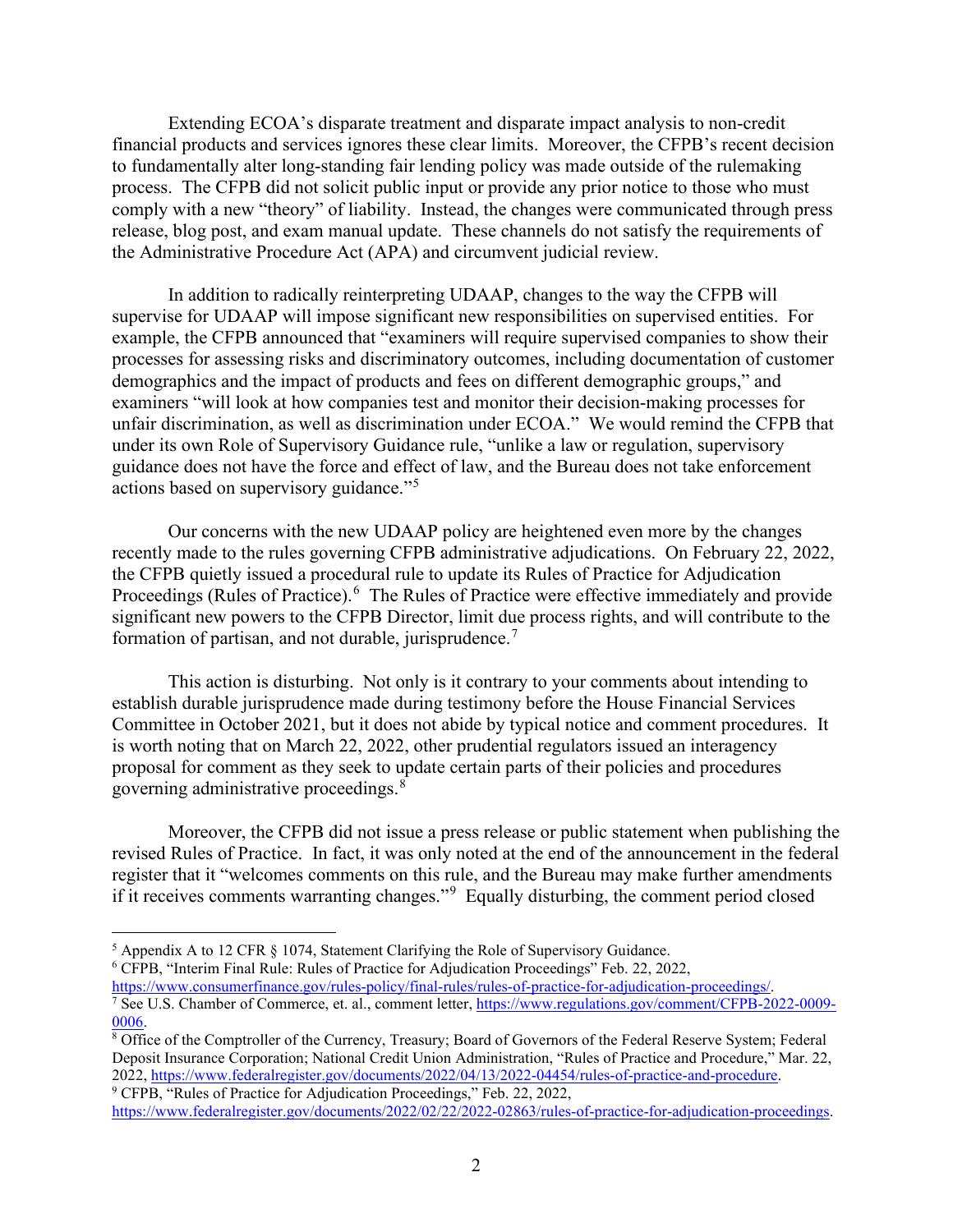Extending ECOA's disparate treatment and disparate impact analysis to non-credit financial products and services ignores these clear limits. Moreover, the CFPB's recent decision to fundamentally alter long-standing fair lending policy was made outside of the rulemaking process. The CFPB did not solicit public input or provide any prior notice to those who must comply with a new "theory" of liability. Instead, the changes were communicated through press release, blog post, and exam manual update. These channels do not satisfy the requirements of the Administrative Procedure Act (APA) and circumvent judicial review.

In addition to radically reinterpreting UDAAP, changes to the way the CFPB will supervise for UDAAP will impose significant new responsibilities on supervised entities. For example, the CFPB announced that "examiners will require supervised companies to show their processes for assessing risks and discriminatory outcomes, including documentation of customer demographics and the impact of products and fees on different demographic groups," and examiners "will look at how companies test and monitor their decision-making processes for unfair discrimination, as well as discrimination under ECOA." We would remind the CFPB that under its own Role of Supervisory Guidance rule, "unlike a law or regulation, supervisory guidance does not have the force and effect of law, and the Bureau does not take enforcement actions based on supervisory guidance."[5]

Our concerns with the new UDAAP policy are heightened even more by the changes recently made to the rules governing CFPB administrative adjudications. On February 22, 2022, the CFPB quietly issued a procedural rule to update its Rules of Practice for Adjudication Proceedings (Rules of Practice).[6] The Rules of Practice were effective immediately and provide significant new powers to the CFPB Director, limit due process rights, and will contribute to the formation of partisan, and not durable, jurisprudence.[7]

This action is disturbing. Not only is it contrary to your comments about intending to establish durable jurisprudence made during testimony before the House Financial Services Committee in October 2021, but it does not abide by typical notice and comment procedures. It is worth noting that on March 22, 2022, other prudential regulators issued an interagency proposal for comment as they seek to update certain parts of their policies and procedures governing administrative proceedings.[8]

Moreover, the CFPB did not issue a press release or public statement when publishing the revised Rules of Practice. In fact, it was only noted at the end of the announcement in the federal register that it "welcomes comments on this rule, and the Bureau may make further amendments if it receives comments warranting changes."[9] Equally disturbing, the comment period closed

---

[5] Appendix A to 12 CFR § 1074, Statement Clarifying the Role of Supervisory Guidance.

[6] CFPB, "Interim Final Rule: Rules of Practice for Adjudication Proceedings" Feb. 22, 2022, https://www.consumerfinance.gov/rules-policy/final-rules/rules-of-practice-for-adjudication-proceedings/.

[7] See U.S. Chamber of Commerce, et. al., comment letter, https://www.regulations.gov/comment/CFPB-2022-0009-0006.

[8] Office of the Comptroller of the Currency, Treasury; Board of Governors of the Federal Reserve System; Federal Deposit Insurance Corporation; National Credit Union Administration, "Rules of Practice and Procedure," Mar. 22, 2022, https://www.federalregister.gov/documents/2022/04/13/2022-04454/rules-of-practice-and-procedure.

[9] CFPB, "Rules of Practice for Adjudication Proceedings," Feb. 22, 2022, https://www.federalregister.gov/documents/2022/02/22/2022-02863/rules-of-practice-for-adjudication-proceedings.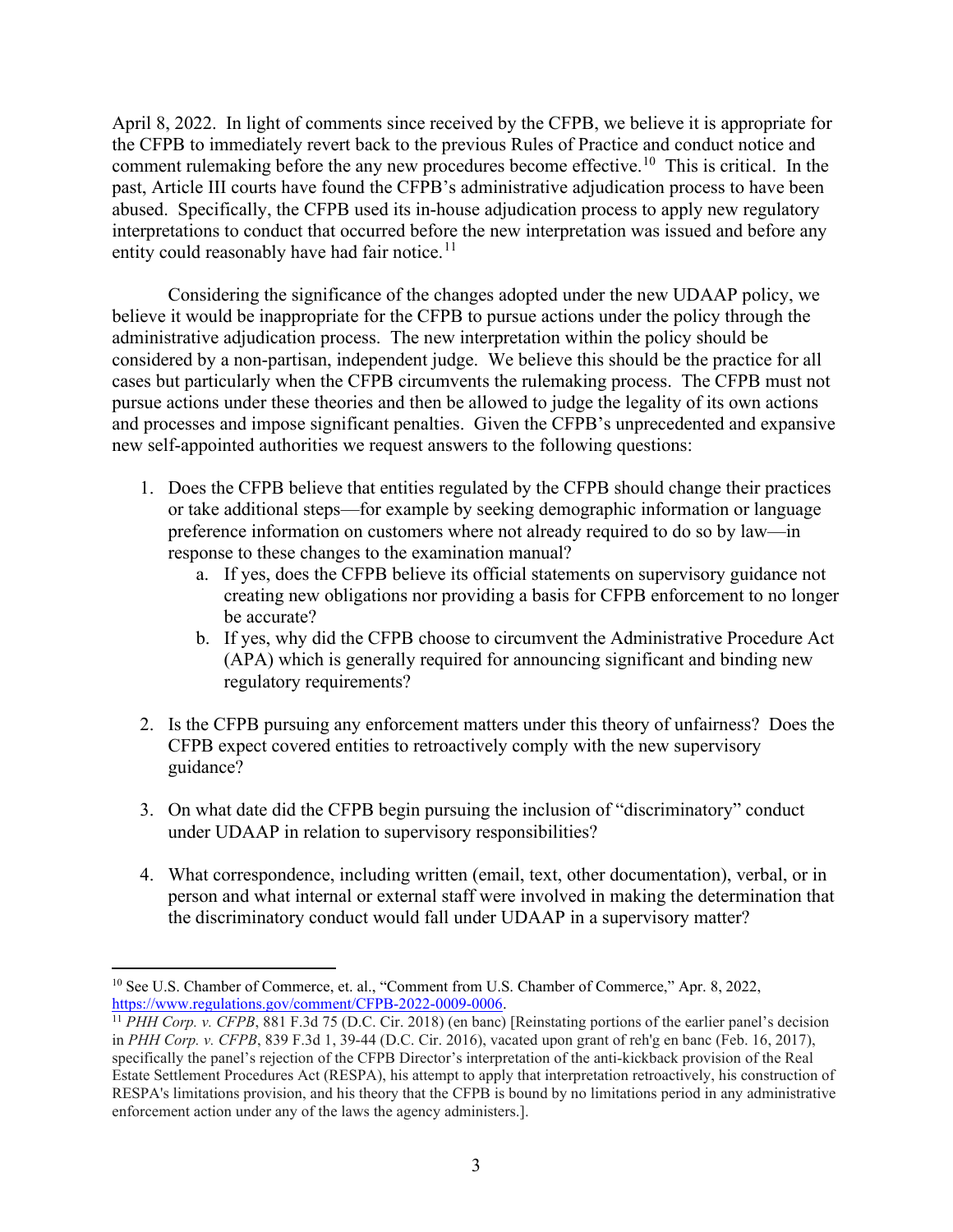April 8, 2022. In light of comments since received by the CFPB, we believe it is appropriate for the CFPB to immediately revert back to the previous Rules of Practice and conduct notice and comment rulemaking before the any new procedures become effective.[10] This is critical. In the past, Article III courts have found the CFPB's administrative adjudication process to have been abused. Specifically, the CFPB used its in-house adjudication process to apply new regulatory interpretations to conduct that occurred before the new interpretation was issued and before any entity could reasonably have had fair notice.[11]

Considering the significance of the changes adopted under the new UDAAP policy, we believe it would be inappropriate for the CFPB to pursue actions under the policy through the administrative adjudication process. The new interpretation within the policy should be considered by a non-partisan, independent judge. We believe this should be the practice for all cases but particularly when the CFPB circumvents the rulemaking process. The CFPB must not pursue actions under these theories and then be allowed to judge the legality of its own actions and processes and impose significant penalties. Given the CFPB's unprecedented and expansive new self-appointed authorities we request answers to the following questions:

1. Does the CFPB believe that entities regulated by the CFPB should change their practices or take additional steps—for example by seeking demographic information or language preference information on customers where not already required to do so by law—in response to these changes to the examination manual?
   a. If yes, does the CFPB believe its official statements on supervisory guidance not creating new obligations nor providing a basis for CFPB enforcement to no longer be accurate?
   b. If yes, why did the CFPB choose to circumvent the Administrative Procedure Act (APA) which is generally required for announcing significant and binding new regulatory requirements?

2. Is the CFPB pursuing any enforcement matters under this theory of unfairness? Does the CFPB expect covered entities to retroactively comply with the new supervisory guidance?

3. On what date did the CFPB begin pursuing the inclusion of "discriminatory" conduct under UDAAP in relation to supervisory responsibilities?

4. What correspondence, including written (email, text, other documentation), verbal, or in person and what internal or external staff were involved in making the determination that the discriminatory conduct would fall under UDAAP in a supervisory matter?

---

[10] See U.S. Chamber of Commerce, et. al., "Comment from U.S. Chamber of Commerce," Apr. 8, 2022, https://www.regulations.gov/comment/CFPB-2022-0009-0006.

[11] *PHH Corp. v. CFPB*, 881 F.3d 75 (D.C. Cir. 2018) (en banc) [Reinstating portions of the earlier panel's decision in *PHH Corp. v. CFPB*, 839 F.3d 1, 39-44 (D.C. Cir. 2016), vacated upon grant of reh'g en banc (Feb. 16, 2017), specifically the panel's rejection of the CFPB Director's interpretation of the anti-kickback provision of the Real Estate Settlement Procedures Act (RESPA), his attempt to apply that interpretation retroactively, his construction of RESPA's limitations provision, and his theory that the CFPB is bound by no limitations period in any administrative enforcement action under any of the laws the agency administers.].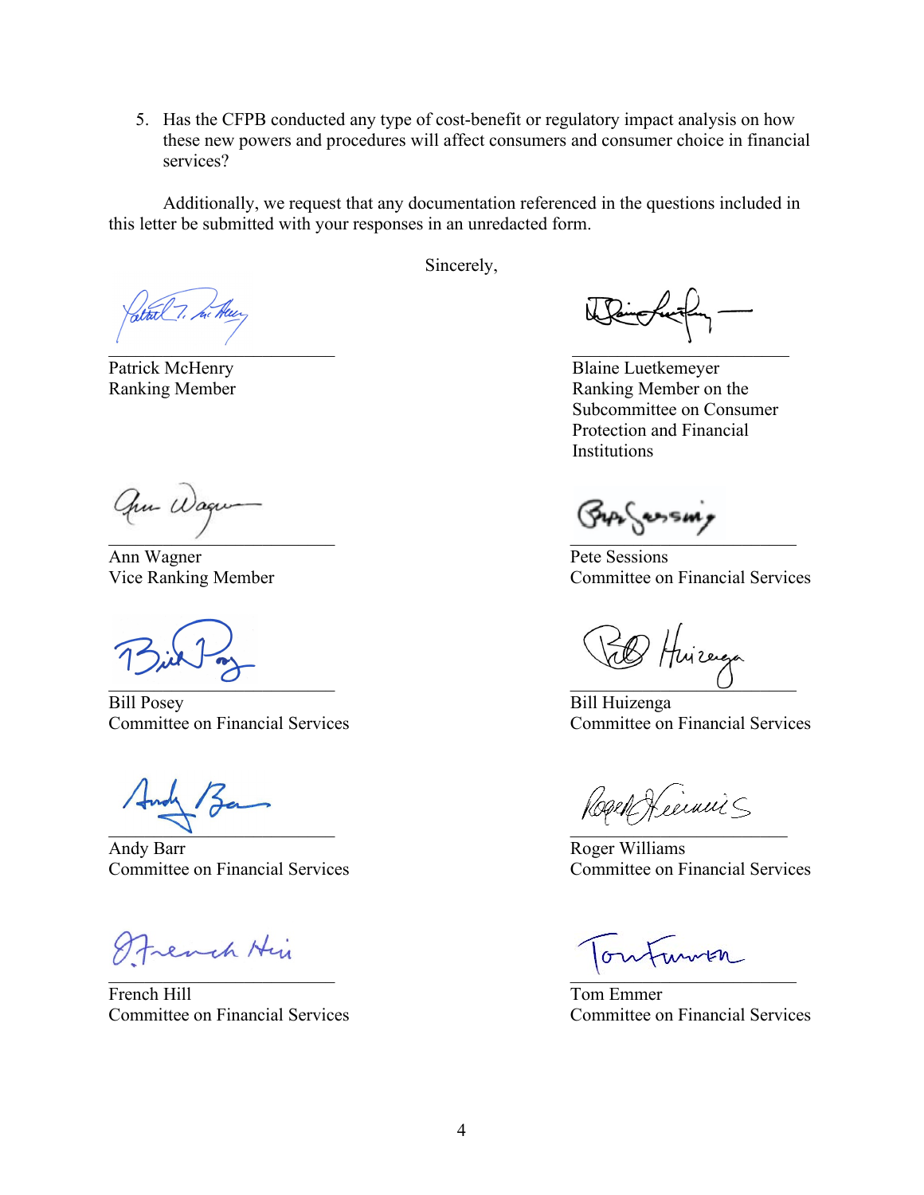5. Has the CFPB conducted any type of cost-benefit or regulatory impact analysis on how these new powers and procedures will affect consumers and consumer choice in financial services?

Additionally, we request that any documentation referenced in the questions included in this letter be submitted with your responses in an unredacted form.

Sincerely,

Patrick McHenry
Ranking Member

Blaine Luetkemeyer
Ranking Member on the Subcommittee on Consumer Protection and Financial Institutions

Ann Wagner
Vice Ranking Member

Pete Sessions
Committee on Financial Services

Bill Posey
Committee on Financial Services

Bill Huizenga
Committee on Financial Services

Andy Barr
Committee on Financial Services

Roger Williams
Committee on Financial Services

French Hill
Committee on Financial Services

Tom Emmer
Committee on Financial Services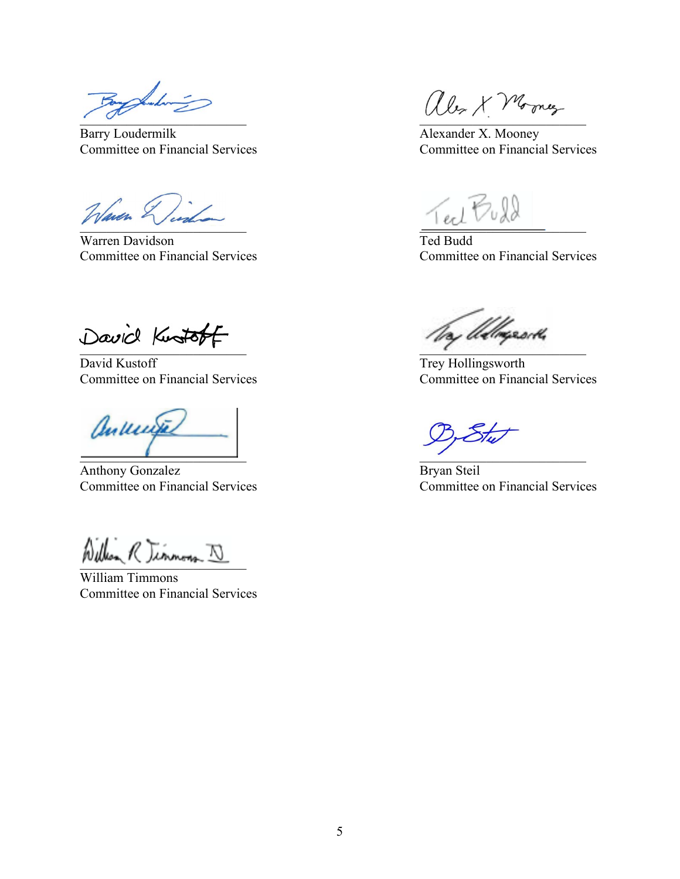Barry Loudermilk
Committee on Financial Services

Alexander X. Mooney
Committee on Financial Services

Warren Davidson
Committee on Financial Services

Ted Budd
Committee on Financial Services

David Kustoff
Committee on Financial Services

Trey Hollingsworth
Committee on Financial Services

Anthony Gonzalez
Committee on Financial Services

Bryan Steil
Committee on Financial Services

William Timmons
Committee on Financial Services